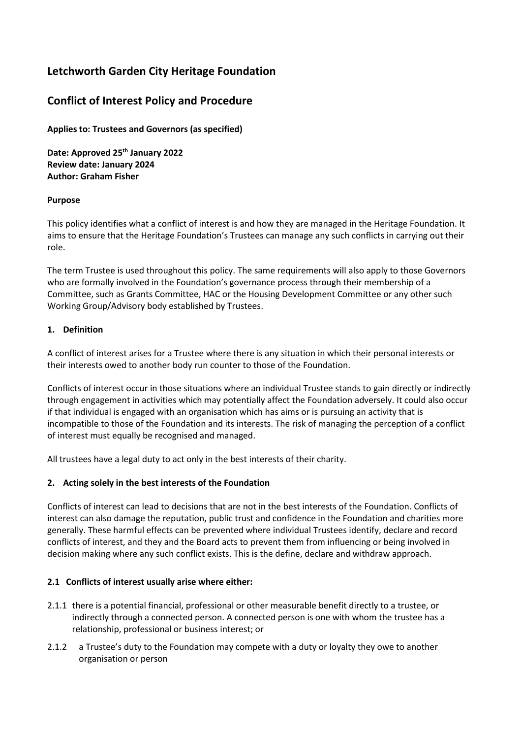# Letchworth Garden City Heritage Foundation

## Conflict of Interest Policy and Procedure

**Applies to: Trustees and Governors (as specified)**

**Date: Approved 25th January 2022**
**Review date: January 2024**
**Author: Graham Fisher**

**Purpose**

This policy identifies what a conflict of interest is and how they are managed in the Heritage Foundation. It aims to ensure that the Heritage Foundation's Trustees can manage any such conflicts in carrying out their role.

The term Trustee is used throughout this policy. The same requirements will also apply to those Governors who are formally involved in the Foundation's governance process through their membership of a Committee, such as Grants Committee, HAC or the Housing Development Committee or any other such Working Group/Advisory body established by Trustees.

### 1. Definition

A conflict of interest arises for a Trustee where there is any situation in which their personal interests or their interests owed to another body run counter to those of the Foundation.

Conflicts of interest occur in those situations where an individual Trustee stands to gain directly or indirectly through engagement in activities which may potentially affect the Foundation adversely. It could also occur if that individual is engaged with an organisation which has aims or is pursuing an activity that is incompatible to those of the Foundation and its interests. The risk of managing the perception of a conflict of interest must equally be recognised and managed.

All trustees have a legal duty to act only in the best interests of their charity.

### 2. Acting solely in the best interests of the Foundation

Conflicts of interest can lead to decisions that are not in the best interests of the Foundation. Conflicts of interest can also damage the reputation, public trust and confidence in the Foundation and charities more generally. These harmful effects can be prevented where individual Trustees identify, declare and record conflicts of interest, and they and the Board acts to prevent them from influencing or being involved in decision making where any such conflict exists. This is the define, declare and withdraw approach.

#### 2.1 Conflicts of interest usually arise where either:

2.1.1 there is a potential financial, professional or other measurable benefit directly to a trustee, or indirectly through a connected person. A connected person is one with whom the trustee has a relationship, professional or business interest; or

2.1.2 a Trustee's duty to the Foundation may compete with a duty or loyalty they owe to another organisation or person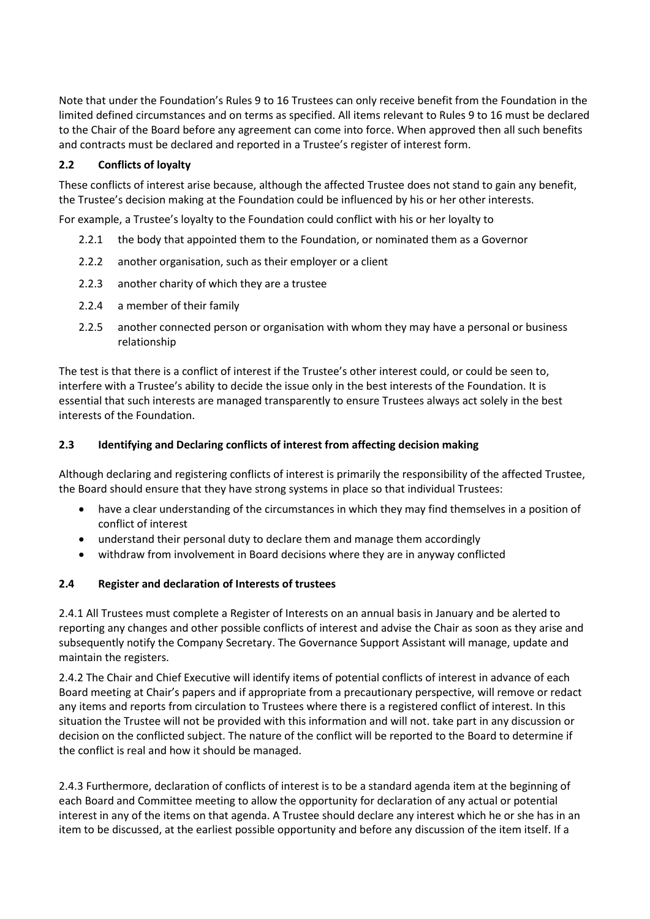Note that under the Foundation's Rules 9 to 16 Trustees can only receive benefit from the Foundation in the limited defined circumstances and on terms as specified. All items relevant to Rules 9 to 16 must be declared to the Chair of the Board before any agreement can come into force. When approved then all such benefits and contracts must be declared and reported in a Trustee's register of interest form.

### 2.2 Conflicts of loyalty

These conflicts of interest arise because, although the affected Trustee does not stand to gain any benefit, the Trustee's decision making at the Foundation could be influenced by his or her other interests.

For example, a Trustee's loyalty to the Foundation could conflict with his or her loyalty to

- 2.2.1 the body that appointed them to the Foundation, or nominated them as a Governor
- 2.2.2 another organisation, such as their employer or a client
- 2.2.3 another charity of which they are a trustee
- 2.2.4 a member of their family
- 2.2.5 another connected person or organisation with whom they may have a personal or business relationship

The test is that there is a conflict of interest if the Trustee's other interest could, or could be seen to, interfere with a Trustee's ability to decide the issue only in the best interests of the Foundation. It is essential that such interests are managed transparently to ensure Trustees always act solely in the best interests of the Foundation.

### 2.3 Identifying and Declaring conflicts of interest from affecting decision making

Although declaring and registering conflicts of interest is primarily the responsibility of the affected Trustee, the Board should ensure that they have strong systems in place so that individual Trustees:

- have a clear understanding of the circumstances in which they may find themselves in a position of conflict of interest
- understand their personal duty to declare them and manage them accordingly
- withdraw from involvement in Board decisions where they are in anyway conflicted

### 2.4 Register and declaration of Interests of trustees

2.4.1 All Trustees must complete a Register of Interests on an annual basis in January and be alerted to reporting any changes and other possible conflicts of interest and advise the Chair as soon as they arise and subsequently notify the Company Secretary. The Governance Support Assistant will manage, update and maintain the registers.

2.4.2 The Chair and Chief Executive will identify items of potential conflicts of interest in advance of each Board meeting at Chair's papers and if appropriate from a precautionary perspective, will remove or redact any items and reports from circulation to Trustees where there is a registered conflict of interest. In this situation the Trustee will not be provided with this information and will not. take part in any discussion or decision on the conflicted subject. The nature of the conflict will be reported to the Board to determine if the conflict is real and how it should be managed.

2.4.3 Furthermore, declaration of conflicts of interest is to be a standard agenda item at the beginning of each Board and Committee meeting to allow the opportunity for declaration of any actual or potential interest in any of the items on that agenda. A Trustee should declare any interest which he or she has in an item to be discussed, at the earliest possible opportunity and before any discussion of the item itself. If a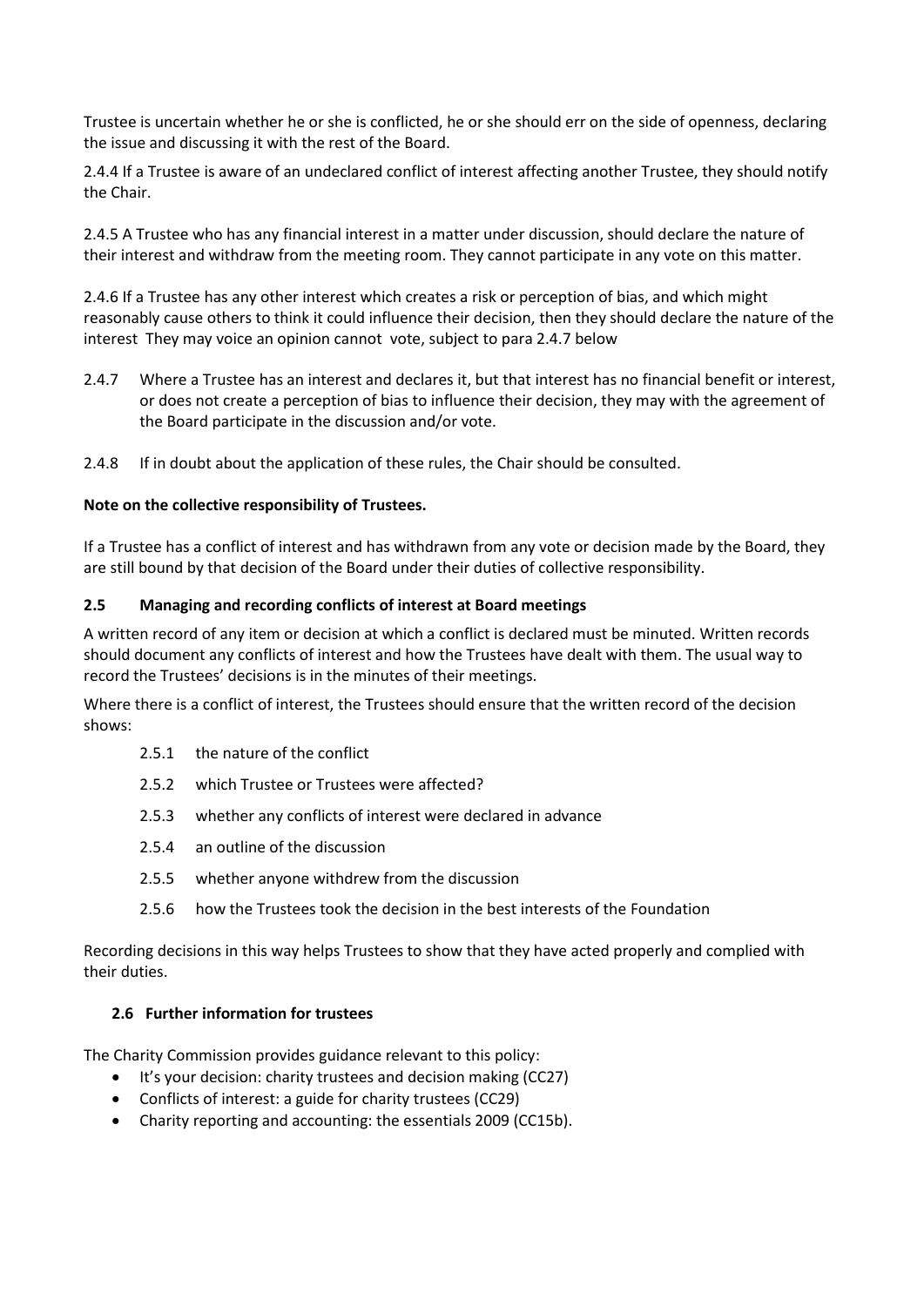Trustee is uncertain whether he or she is conflicted, he or she should err on the side of openness, declaring the issue and discussing it with the rest of the Board.

2.4.4 If a Trustee is aware of an undeclared conflict of interest affecting another Trustee, they should notify the Chair.

2.4.5 A Trustee who has any financial interest in a matter under discussion, should declare the nature of their interest and withdraw from the meeting room. They cannot participate in any vote on this matter.

2.4.6 If a Trustee has any other interest which creates a risk or perception of bias, and which might reasonably cause others to think it could influence their decision, then they should declare the nature of the interest They may voice an opinion cannot vote, subject to para 2.4.7 below

2.4.7 Where a Trustee has an interest and declares it, but that interest has no financial benefit or interest, or does not create a perception of bias to influence their decision, they may with the agreement of the Board participate in the discussion and/or vote.

2.4.8 If in doubt about the application of these rules, the Chair should be consulted.

**Note on the collective responsibility of Trustees.**

If a Trustee has a conflict of interest and has withdrawn from any vote or decision made by the Board, they are still bound by that decision of the Board under their duties of collective responsibility.

### 2.5 Managing and recording conflicts of interest at Board meetings

A written record of any item or decision at which a conflict is declared must be minuted. Written records should document any conflicts of interest and how the Trustees have dealt with them. The usual way to record the Trustees' decisions is in the minutes of their meetings.

Where there is a conflict of interest, the Trustees should ensure that the written record of the decision shows:

- 2.5.1 the nature of the conflict
- 2.5.2 which Trustee or Trustees were affected?
- 2.5.3 whether any conflicts of interest were declared in advance
- 2.5.4 an outline of the discussion
- 2.5.5 whether anyone withdrew from the discussion
- 2.5.6 how the Trustees took the decision in the best interests of the Foundation

Recording decisions in this way helps Trustees to show that they have acted properly and complied with their duties.

### 2.6 Further information for trustees

The Charity Commission provides guidance relevant to this policy:

- It's your decision: charity trustees and decision making (CC27)
- Conflicts of interest: a guide for charity trustees (CC29)
- Charity reporting and accounting: the essentials 2009 (CC15b).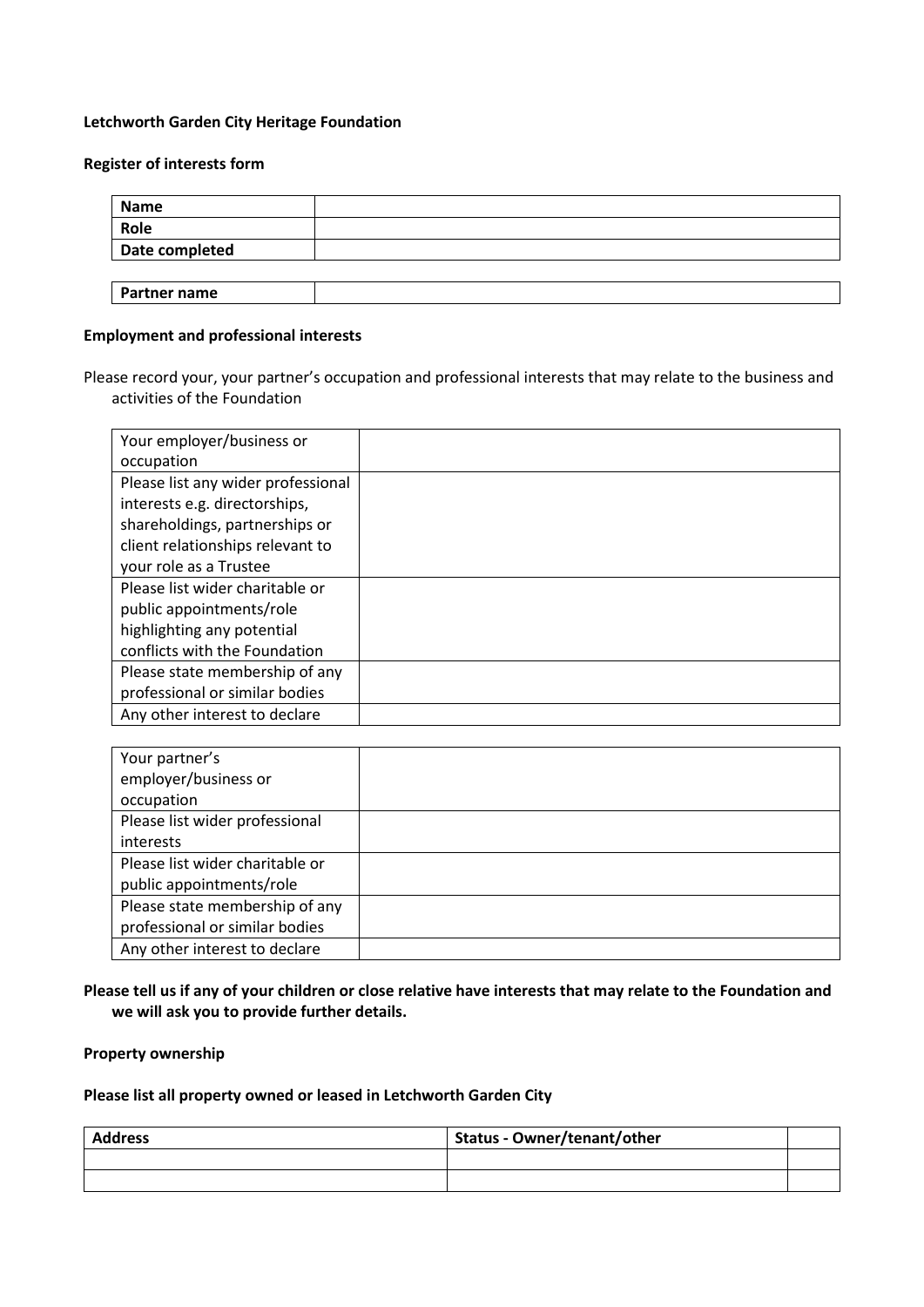**Letchworth Garden City Heritage Foundation**

**Register of interests form**

| **Name** | |
|---|---|
| **Role** | |
| **Date completed** | |

| **Partner name** | |
|---|---|

**Employment and professional interests**

Please record your, your partner's occupation and professional interests that may relate to the business and activities of the Foundation

| Your employer/business or occupation | |
|---|---|
| Please list any wider professional interests e.g. directorships, shareholdings, partnerships or client relationships relevant to your role as a Trustee | |
| Please list wider charitable or public appointments/role highlighting any potential conflicts with the Foundation | |
| Please state membership of any professional or similar bodies | |
| Any other interest to declare | |

| Your partner's employer/business or occupation | |
|---|---|
| Please list wider professional interests | |
| Please list wider charitable or public appointments/role | |
| Please state membership of any professional or similar bodies | |
| Any other interest to declare | |

**Please tell us if any of your children or close relative have interests that may relate to the Foundation and we will ask you to provide further details.**

**Property ownership**

**Please list all property owned or leased in Letchworth Garden City**

| **Address** | **Status - Owner/tenant/other** | |
|---|---|---|
| | | |
| | | |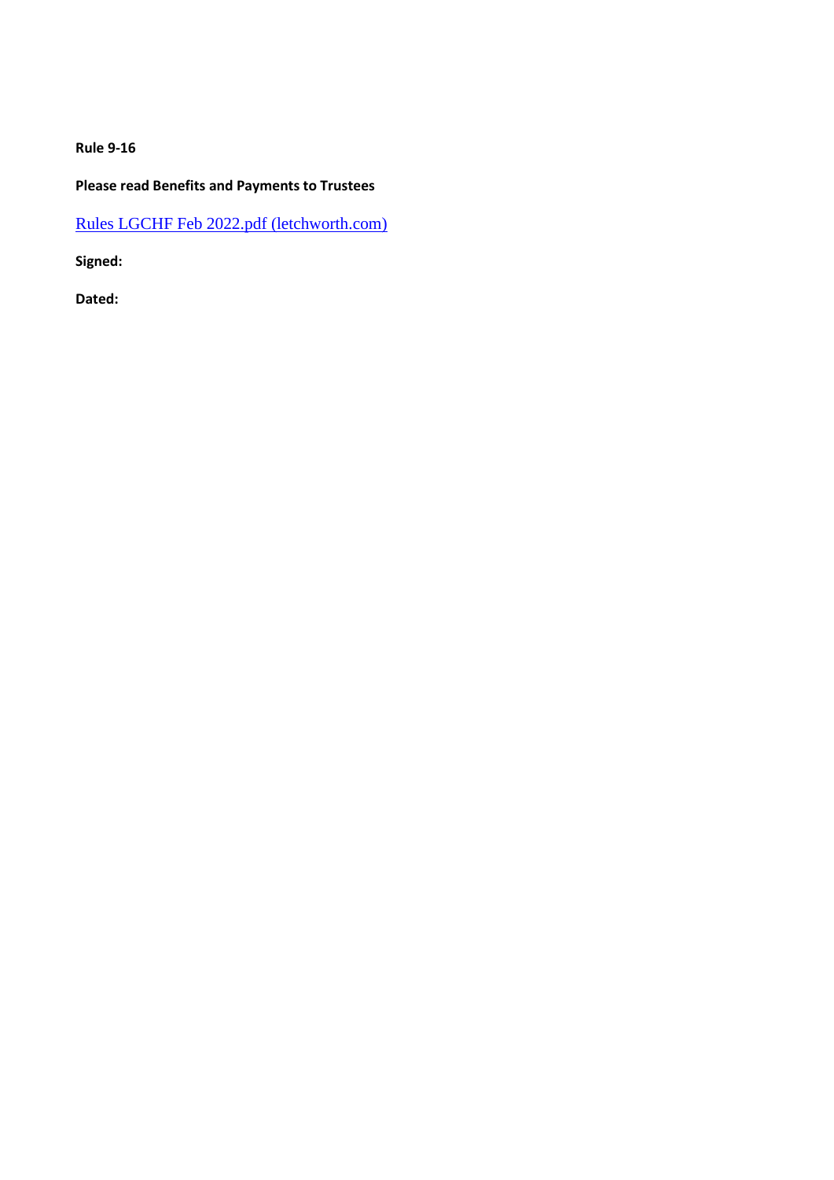**Rule 9-16**

**Please read Benefits and Payments to Trustees**

[Rules LGCHF Feb 2022.pdf (letchworth.com)]

**Signed:**

**Dated:**